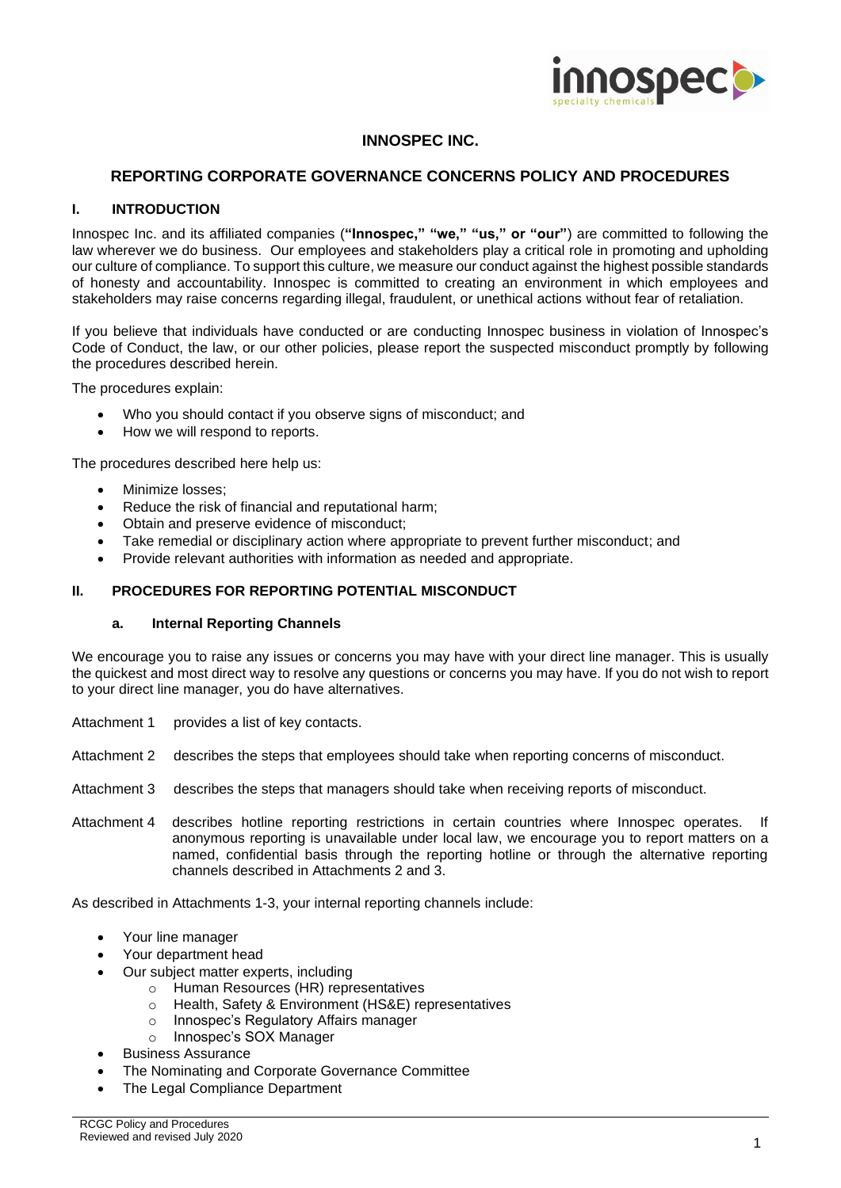# INNOSPEC INC.

## REPORTING CORPORATE GOVERNANCE CONCERNS POLICY AND PROCEDURES

### I. INTRODUCTION

Innospec Inc. and its affiliated companies (**"Innospec," "we," "us," or "our"**) are committed to following the law wherever we do business. Our employees and stakeholders play a critical role in promoting and upholding our culture of compliance. To support this culture, we measure our conduct against the highest possible standards of honesty and accountability. Innospec is committed to creating an environment in which employees and stakeholders may raise concerns regarding illegal, fraudulent, or unethical actions without fear of retaliation.

If you believe that individuals have conducted or are conducting Innospec business in violation of Innospec's Code of Conduct, the law, or our other policies, please report the suspected misconduct promptly by following the procedures described herein.

The procedures explain:

- Who you should contact if you observe signs of misconduct; and
- How we will respond to reports.

The procedures described here help us:

- Minimize losses;
- Reduce the risk of financial and reputational harm;
- Obtain and preserve evidence of misconduct;
- Take remedial or disciplinary action where appropriate to prevent further misconduct; and
- Provide relevant authorities with information as needed and appropriate.

### II. PROCEDURES FOR REPORTING POTENTIAL MISCONDUCT

#### a. Internal Reporting Channels

We encourage you to raise any issues or concerns you may have with your direct line manager. This is usually the quickest and most direct way to resolve any questions or concerns you may have. If you do not wish to report to your direct line manager, you do have alternatives.

Attachment 1 provides a list of key contacts.

Attachment 2 describes the steps that employees should take when reporting concerns of misconduct.

Attachment 3 describes the steps that managers should take when receiving reports of misconduct.

Attachment 4 describes hotline reporting restrictions in certain countries where Innospec operates. If anonymous reporting is unavailable under local law, we encourage you to report matters on a named, confidential basis through the reporting hotline or through the alternative reporting channels described in Attachments 2 and 3.

As described in Attachments 1-3, your internal reporting channels include:

- Your line manager
- Your department head
- Our subject matter experts, including
  - Human Resources (HR) representatives
  - Health, Safety & Environment (HS&E) representatives
  - Innospec's Regulatory Affairs manager
  - Innospec's SOX Manager
- Business Assurance
- The Nominating and Corporate Governance Committee
- The Legal Compliance Department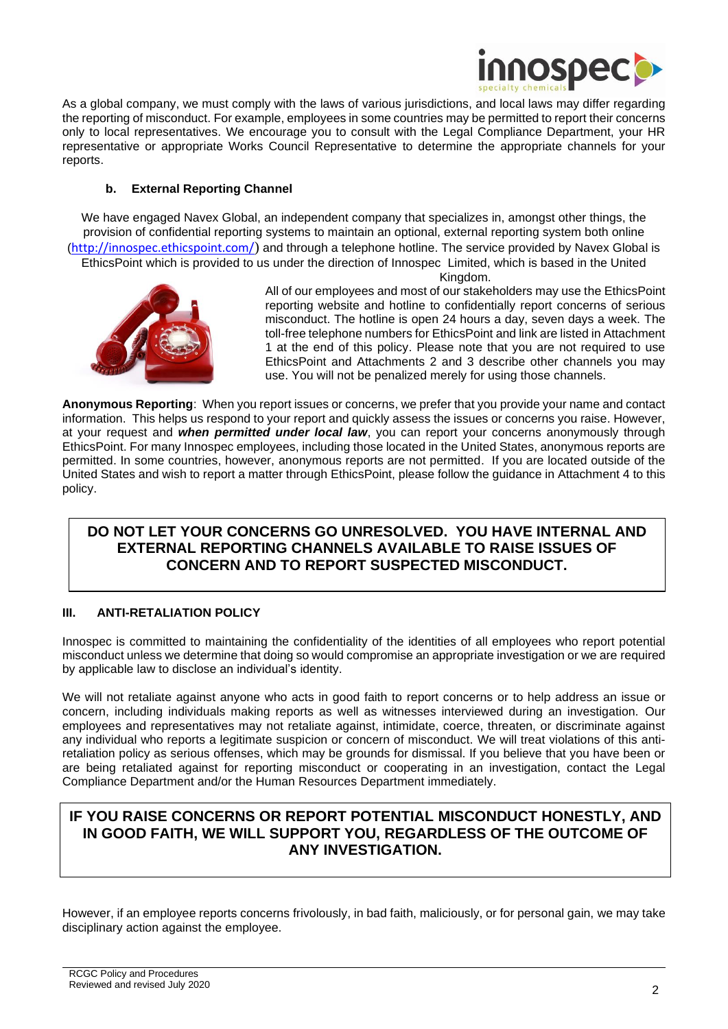As a global company, we must comply with the laws of various jurisdictions, and local laws may differ regarding the reporting of misconduct. For example, employees in some countries may be permitted to report their concerns only to local representatives. We encourage you to consult with the Legal Compliance Department, your HR representative or appropriate Works Council Representative to determine the appropriate channels for your reports.

### b. External Reporting Channel

We have engaged Navex Global, an independent company that specializes in, amongst other things, the provision of confidential reporting systems to maintain an optional, external reporting system both online (http://innospec.ethicspoint.com/) and through a telephone hotline. The service provided by Navex Global is EthicsPoint which is provided to us under the direction of Innospec Limited, which is based in the United Kingdom.

All of our employees and most of our stakeholders may use the EthicsPoint reporting website and hotline to confidentially report concerns of serious misconduct. The hotline is open 24 hours a day, seven days a week. The toll-free telephone numbers for EthicsPoint and link are listed in Attachment 1 at the end of this policy. Please note that you are not required to use EthicsPoint and Attachments 2 and 3 describe other channels you may use. You will not be penalized merely for using those channels.

**Anonymous Reporting**: When you report issues or concerns, we prefer that you provide your name and contact information. This helps us respond to your report and quickly assess the issues or concerns you raise. However, at your request and ***when permitted under local law***, you can report your concerns anonymously through EthicsPoint. For many Innospec employees, including those located in the United States, anonymous reports are permitted. In some countries, however, anonymous reports are not permitted. If you are located outside of the United States and wish to report a matter through EthicsPoint, please follow the guidance in Attachment 4 to this policy.

**DO NOT LET YOUR CONCERNS GO UNRESOLVED. YOU HAVE INTERNAL AND EXTERNAL REPORTING CHANNELS AVAILABLE TO RAISE ISSUES OF CONCERN AND TO REPORT SUSPECTED MISCONDUCT.**

## III. ANTI-RETALIATION POLICY

Innospec is committed to maintaining the confidentiality of the identities of all employees who report potential misconduct unless we determine that doing so would compromise an appropriate investigation or we are required by applicable law to disclose an individual's identity.

We will not retaliate against anyone who acts in good faith to report concerns or to help address an issue or concern, including individuals making reports as well as witnesses interviewed during an investigation. Our employees and representatives may not retaliate against, intimidate, coerce, threaten, or discriminate against any individual who reports a legitimate suspicion or concern of misconduct. We will treat violations of this anti-retaliation policy as serious offenses, which may be grounds for dismissal. If you believe that you have been or are being retaliated against for reporting misconduct or cooperating in an investigation, contact the Legal Compliance Department and/or the Human Resources Department immediately.

**IF YOU RAISE CONCERNS OR REPORT POTENTIAL MISCONDUCT HONESTLY, AND IN GOOD FAITH, WE WILL SUPPORT YOU, REGARDLESS OF THE OUTCOME OF ANY INVESTIGATION.**

However, if an employee reports concerns frivolously, in bad faith, maliciously, or for personal gain, we may take disciplinary action against the employee.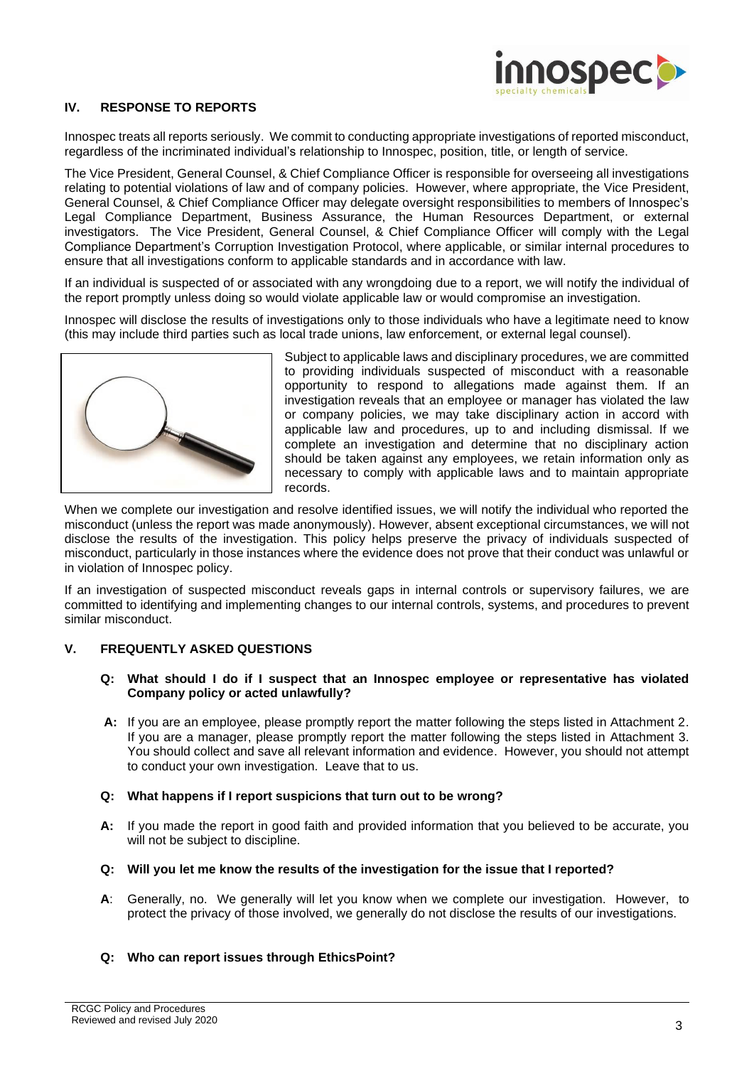## IV. RESPONSE TO REPORTS

Innospec treats all reports seriously. We commit to conducting appropriate investigations of reported misconduct, regardless of the incriminated individual's relationship to Innospec, position, title, or length of service.

The Vice President, General Counsel, & Chief Compliance Officer is responsible for overseeing all investigations relating to potential violations of law and of company policies. However, where appropriate, the Vice President, General Counsel, & Chief Compliance Officer may delegate oversight responsibilities to members of Innospec's Legal Compliance Department, Business Assurance, the Human Resources Department, or external investigators. The Vice President, General Counsel, & Chief Compliance Officer will comply with the Legal Compliance Department's Corruption Investigation Protocol, where applicable, or similar internal procedures to ensure that all investigations conform to applicable standards and in accordance with law.

If an individual is suspected of or associated with any wrongdoing due to a report, we will notify the individual of the report promptly unless doing so would violate applicable law or would compromise an investigation.

Innospec will disclose the results of investigations only to those individuals who have a legitimate need to know (this may include third parties such as local trade unions, law enforcement, or external legal counsel).

Subject to applicable laws and disciplinary procedures, we are committed to providing individuals suspected of misconduct with a reasonable opportunity to respond to allegations made against them. If an investigation reveals that an employee or manager has violated the law or company policies, we may take disciplinary action in accord with applicable law and procedures, up to and including dismissal. If we complete an investigation and determine that no disciplinary action should be taken against any employees, we retain information only as necessary to comply with applicable laws and to maintain appropriate records.

When we complete our investigation and resolve identified issues, we will notify the individual who reported the misconduct (unless the report was made anonymously). However, absent exceptional circumstances, we will not disclose the results of the investigation. This policy helps preserve the privacy of individuals suspected of misconduct, particularly in those instances where the evidence does not prove that their conduct was unlawful or in violation of Innospec policy.

If an investigation of suspected misconduct reveals gaps in internal controls or supervisory failures, we are committed to identifying and implementing changes to our internal controls, systems, and procedures to prevent similar misconduct.

## V. FREQUENTLY ASKED QUESTIONS

**Q: What should I do if I suspect that an Innospec employee or representative has violated Company policy or acted unlawfully?**

**A:** If you are an employee, please promptly report the matter following the steps listed in Attachment 2. If you are a manager, please promptly report the matter following the steps listed in Attachment 3. You should collect and save all relevant information and evidence. However, you should not attempt to conduct your own investigation. Leave that to us.

**Q: What happens if I report suspicions that turn out to be wrong?**

**A:** If you made the report in good faith and provided information that you believed to be accurate, you will not be subject to discipline.

**Q: Will you let me know the results of the investigation for the issue that I reported?**

**A**: Generally, no. We generally will let you know when we complete our investigation. However, to protect the privacy of those involved, we generally do not disclose the results of our investigations.

**Q: Who can report issues through EthicsPoint?**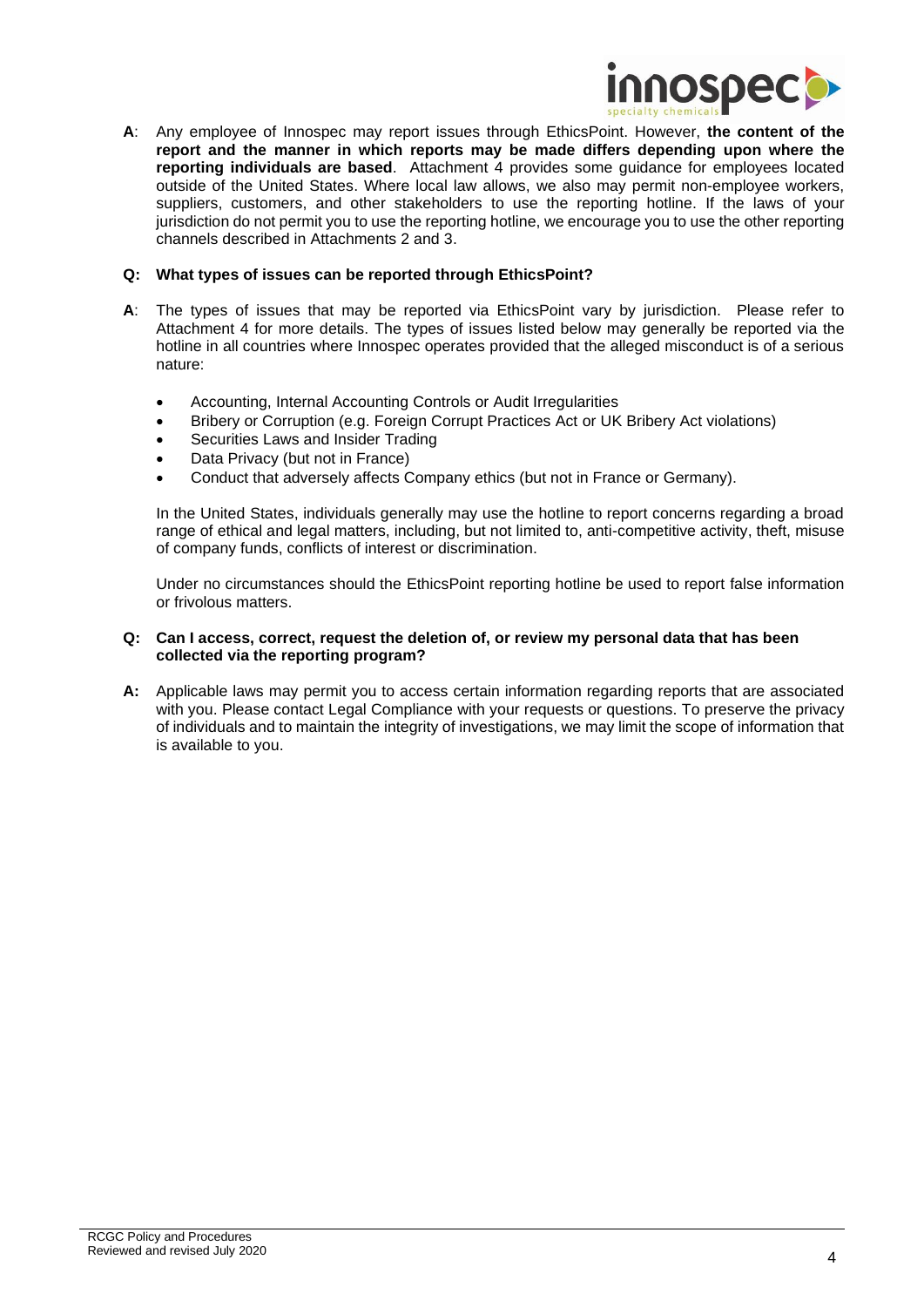**A**: Any employee of Innospec may report issues through EthicsPoint. However, **the content of the report and the manner in which reports may be made differs depending upon where the reporting individuals are based**. Attachment 4 provides some guidance for employees located outside of the United States. Where local law allows, we also may permit non-employee workers, suppliers, customers, and other stakeholders to use the reporting hotline. If the laws of your jurisdiction do not permit you to use the reporting hotline, we encourage you to use the other reporting channels described in Attachments 2 and 3.

**Q: What types of issues can be reported through EthicsPoint?**

**A**: The types of issues that may be reported via EthicsPoint vary by jurisdiction. Please refer to Attachment 4 for more details. The types of issues listed below may generally be reported via the hotline in all countries where Innospec operates provided that the alleged misconduct is of a serious nature:

- Accounting, Internal Accounting Controls or Audit Irregularities
- Bribery or Corruption (e.g. Foreign Corrupt Practices Act or UK Bribery Act violations)
- Securities Laws and Insider Trading
- Data Privacy (but not in France)
- Conduct that adversely affects Company ethics (but not in France or Germany).

In the United States, individuals generally may use the hotline to report concerns regarding a broad range of ethical and legal matters, including, but not limited to, anti-competitive activity, theft, misuse of company funds, conflicts of interest or discrimination.

Under no circumstances should the EthicsPoint reporting hotline be used to report false information or frivolous matters.

**Q: Can I access, correct, request the deletion of, or review my personal data that has been collected via the reporting program?**

**A:** Applicable laws may permit you to access certain information regarding reports that are associated with you. Please contact Legal Compliance with your requests or questions. To preserve the privacy of individuals and to maintain the integrity of investigations, we may limit the scope of information that is available to you.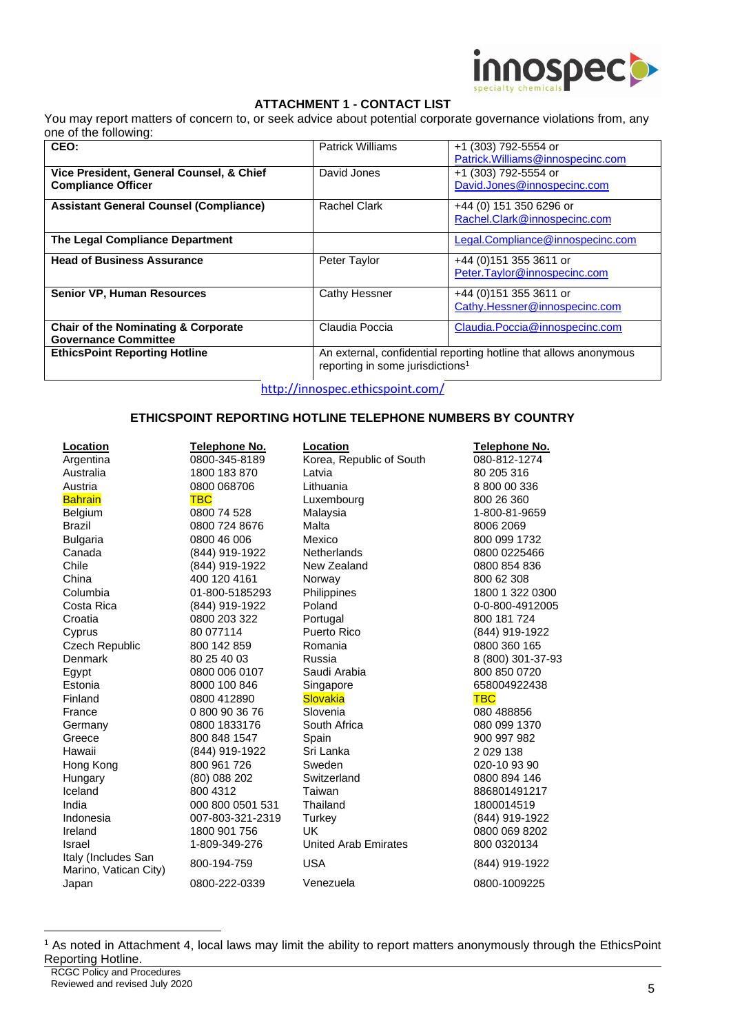## ATTACHMENT 1 - CONTACT LIST

You may report matters of concern to, or seek advice about potential corporate governance violations from, any one of the following:

| | | |
|---|---|---|
| **CEO:** | Patrick Williams | +1 (303) 792-5554 or Patrick.Williams@innospecinc.com |
| **Vice President, General Counsel, & Chief Compliance Officer** | David Jones | +1 (303) 792-5554 or David.Jones@innospecinc.com |
| **Assistant General Counsel (Compliance)** | Rachel Clark | +44 (0) 151 350 6296 or Rachel.Clark@innospecinc.com |
| **The Legal Compliance Department** | | Legal.Compliance@innospecinc.com |
| **Head of Business Assurance** | Peter Taylor | +44 (0)151 355 3611 or Peter.Taylor@innospecinc.com |
| **Senior VP, Human Resources** | Cathy Hessner | +44 (0)151 355 3611 or Cathy.Hessner@innospecinc.com |
| **Chair of the Nominating & Corporate Governance Committee** | Claudia Poccia | Claudia.Poccia@innospecinc.com |
| **EthicsPoint Reporting Hotline** | An external, confidential reporting hotline that allows anonymous reporting in some jurisdictions[1] | |

http://innospec.ethicspoint.com/

### ETHICSPOINT REPORTING HOTLINE TELEPHONE NUMBERS BY COUNTRY

| Location | Telephone No. | Location | Telephone No. |
|---|---|---|---|
| Argentina | 0800-345-8189 | Korea, Republic of South | 080-812-1274 |
| Australia | 1800 183 870 | Latvia | 80 205 316 |
| Austria | 0800 068706 | Lithuania | 8 800 00 336 |
| Bahrain | TBC | Luxembourg | 800 26 360 |
| Belgium | 0800 74 528 | Malaysia | 1-800-81-9659 |
| Brazil | 0800 724 8676 | Malta | 8006 2069 |
| Bulgaria | 0800 46 006 | Mexico | 800 099 1732 |
| Canada | (844) 919-1922 | Netherlands | 0800 0225466 |
| Chile | (844) 919-1922 | New Zealand | 0800 854 836 |
| China | 400 120 4161 | Norway | 800 62 308 |
| Columbia | 01-800-5185293 | Philippines | 1800 1 322 0300 |
| Costa Rica | (844) 919-1922 | Poland | 0-0-800-4912005 |
| Croatia | 0800 203 322 | Portugal | 800 181 724 |
| Cyprus | 80 077114 | Puerto Rico | (844) 919-1922 |
| Czech Republic | 800 142 859 | Romania | 0800 360 165 |
| Denmark | 80 25 40 03 | Russia | 8 (800) 301-37-93 |
| Egypt | 0800 006 0107 | Saudi Arabia | 800 850 0720 |
| Estonia | 8000 100 846 | Singapore | 658004922438 |
| Finland | 0800 412890 | Slovakia | TBC |
| France | 0 800 90 36 76 | Slovenia | 080 488856 |
| Germany | 0800 1833176 | South Africa | 080 099 1370 |
| Greece | 800 848 1547 | Spain | 900 997 982 |
| Hawaii | (844) 919-1922 | Sri Lanka | 2 029 138 |
| Hong Kong | 800 961 726 | Sweden | 020-10 93 90 |
| Hungary | (80) 088 202 | Switzerland | 0800 894 146 |
| Iceland | 800 4312 | Taiwan | 886801491217 |
| India | 000 800 0501 531 | Thailand | 1800014519 |
| Indonesia | 007-803-321-2319 | Turkey | (844) 919-1922 |
| Ireland | 1800 901 756 | UK | 0800 069 8202 |
| Israel | 1-809-349-276 | United Arab Emirates | 800 0320134 |
| Italy (Includes San Marino, Vatican City) | 800-194-759 | USA | (844) 919-1922 |
| Japan | 0800-222-0339 | Venezuela | 0800-1009225 |

[1] As noted in Attachment 4, local laws may limit the ability to report matters anonymously through the EthicsPoint Reporting Hotline.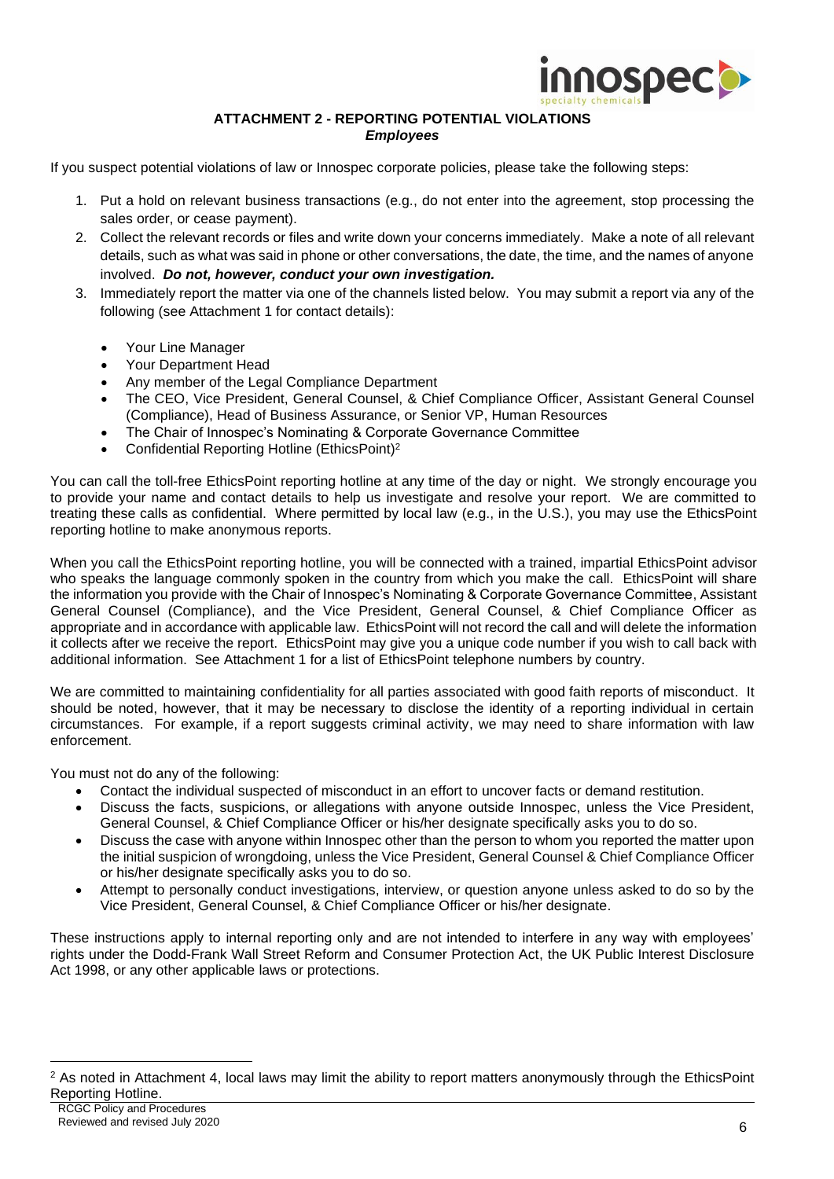## ATTACHMENT 2 - REPORTING POTENTIAL VIOLATIONS

***Employees***

If you suspect potential violations of law or Innospec corporate policies, please take the following steps:

1. Put a hold on relevant business transactions (e.g., do not enter into the agreement, stop processing the sales order, or cease payment).
2. Collect the relevant records or files and write down your concerns immediately. Make a note of all relevant details, such as what was said in phone or other conversations, the date, the time, and the names of anyone involved. ***Do not, however, conduct your own investigation.***
3. Immediately report the matter via one of the channels listed below. You may submit a report via any of the following (see Attachment 1 for contact details):
   - Your Line Manager
   - Your Department Head
   - Any member of the Legal Compliance Department
   - The CEO, Vice President, General Counsel, & Chief Compliance Officer, Assistant General Counsel (Compliance), Head of Business Assurance, or Senior VP, Human Resources
   - The Chair of Innospec's Nominating & Corporate Governance Committee
   - Confidential Reporting Hotline (EthicsPoint)[2]

You can call the toll-free EthicsPoint reporting hotline at any time of the day or night. We strongly encourage you to provide your name and contact details to help us investigate and resolve your report. We are committed to treating these calls as confidential. Where permitted by local law (e.g., in the U.S.), you may use the EthicsPoint reporting hotline to make anonymous reports.

When you call the EthicsPoint reporting hotline, you will be connected with a trained, impartial EthicsPoint advisor who speaks the language commonly spoken in the country from which you make the call. EthicsPoint will share the information you provide with the Chair of Innospec's Nominating & Corporate Governance Committee, Assistant General Counsel (Compliance), and the Vice President, General Counsel, & Chief Compliance Officer as appropriate and in accordance with applicable law. EthicsPoint will not record the call and will delete the information it collects after we receive the report. EthicsPoint may give you a unique code number if you wish to call back with additional information. See Attachment 1 for a list of EthicsPoint telephone numbers by country.

We are committed to maintaining confidentiality for all parties associated with good faith reports of misconduct. It should be noted, however, that it may be necessary to disclose the identity of a reporting individual in certain circumstances. For example, if a report suggests criminal activity, we may need to share information with law enforcement.

You must not do any of the following:

- Contact the individual suspected of misconduct in an effort to uncover facts or demand restitution.
- Discuss the facts, suspicions, or allegations with anyone outside Innospec, unless the Vice President, General Counsel, & Chief Compliance Officer or his/her designate specifically asks you to do so.
- Discuss the case with anyone within Innospec other than the person to whom you reported the matter upon the initial suspicion of wrongdoing, unless the Vice President, General Counsel & Chief Compliance Officer or his/her designate specifically asks you to do so.
- Attempt to personally conduct investigations, interview, or question anyone unless asked to do so by the Vice President, General Counsel, & Chief Compliance Officer or his/her designate.

These instructions apply to internal reporting only and are not intended to interfere in any way with employees' rights under the Dodd-Frank Wall Street Reform and Consumer Protection Act, the UK Public Interest Disclosure Act 1998, or any other applicable laws or protections.

[2] As noted in Attachment 4, local laws may limit the ability to report matters anonymously through the EthicsPoint Reporting Hotline.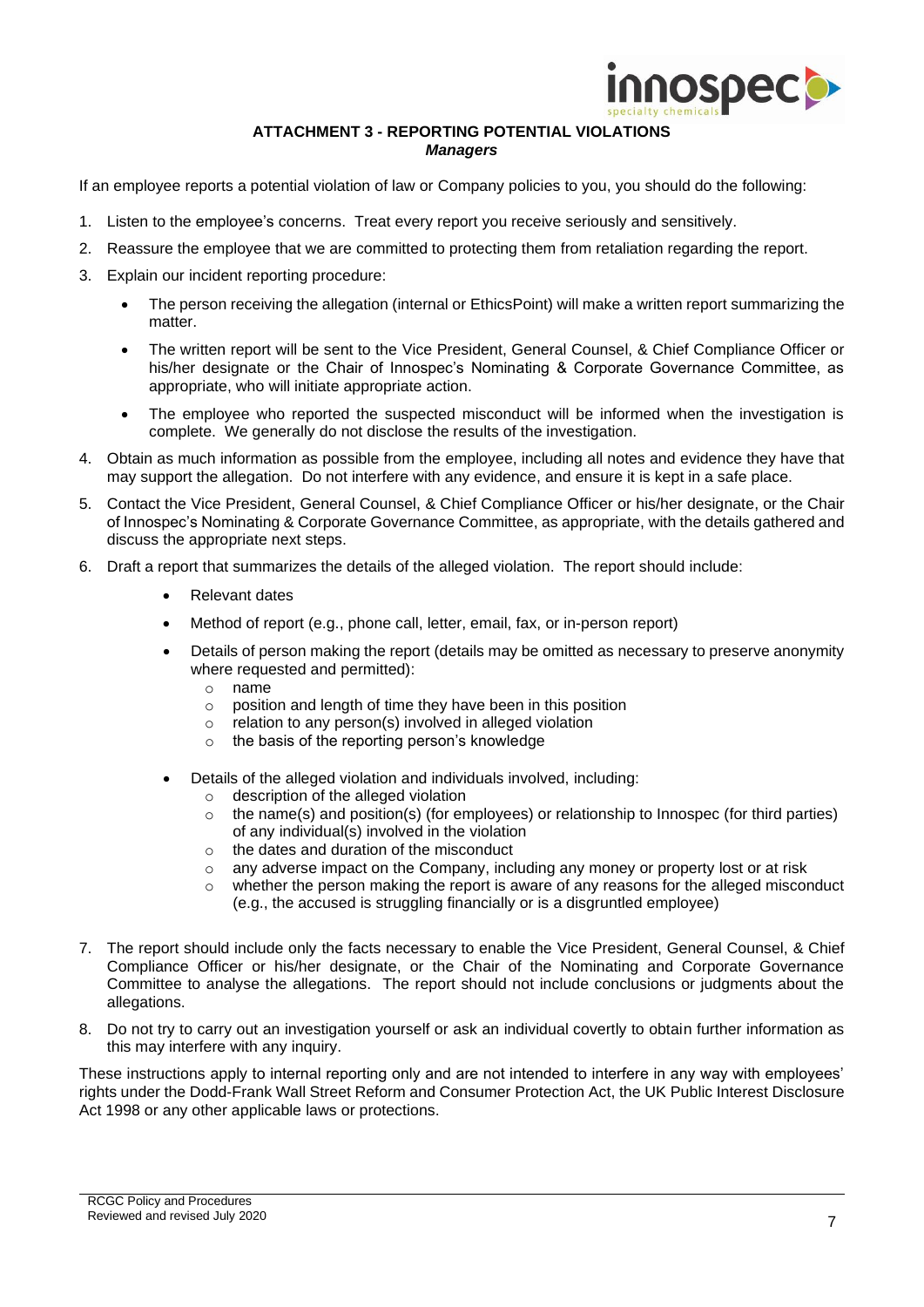## ATTACHMENT 3 - REPORTING POTENTIAL VIOLATIONS

***Managers***

If an employee reports a potential violation of law or Company policies to you, you should do the following:

1. Listen to the employee's concerns. Treat every report you receive seriously and sensitively.
2. Reassure the employee that we are committed to protecting them from retaliation regarding the report.
3. Explain our incident reporting procedure:
   - The person receiving the allegation (internal or EthicsPoint) will make a written report summarizing the matter.
   - The written report will be sent to the Vice President, General Counsel, & Chief Compliance Officer or his/her designate or the Chair of Innospec's Nominating & Corporate Governance Committee, as appropriate, who will initiate appropriate action.
   - The employee who reported the suspected misconduct will be informed when the investigation is complete. We generally do not disclose the results of the investigation.
4. Obtain as much information as possible from the employee, including all notes and evidence they have that may support the allegation. Do not interfere with any evidence, and ensure it is kept in a safe place.
5. Contact the Vice President, General Counsel, & Chief Compliance Officer or his/her designate, or the Chair of Innospec's Nominating & Corporate Governance Committee, as appropriate, with the details gathered and discuss the appropriate next steps.
6. Draft a report that summarizes the details of the alleged violation. The report should include:
   - Relevant dates
   - Method of report (e.g., phone call, letter, email, fax, or in-person report)
   - Details of person making the report (details may be omitted as necessary to preserve anonymity where requested and permitted):
     - name
     - position and length of time they have been in this position
     - relation to any person(s) involved in alleged violation
     - the basis of the reporting person's knowledge
   - Details of the alleged violation and individuals involved, including:
     - description of the alleged violation
     - the name(s) and position(s) (for employees) or relationship to Innospec (for third parties) of any individual(s) involved in the violation
     - the dates and duration of the misconduct
     - any adverse impact on the Company, including any money or property lost or at risk
     - whether the person making the report is aware of any reasons for the alleged misconduct (e.g., the accused is struggling financially or is a disgruntled employee)
7. The report should include only the facts necessary to enable the Vice President, General Counsel, & Chief Compliance Officer or his/her designate, or the Chair of the Nominating and Corporate Governance Committee to analyse the allegations. The report should not include conclusions or judgments about the allegations.
8. Do not try to carry out an investigation yourself or ask an individual covertly to obtain further information as this may interfere with any inquiry.

These instructions apply to internal reporting only and are not intended to interfere in any way with employees' rights under the Dodd-Frank Wall Street Reform and Consumer Protection Act, the UK Public Interest Disclosure Act 1998 or any other applicable laws or protections.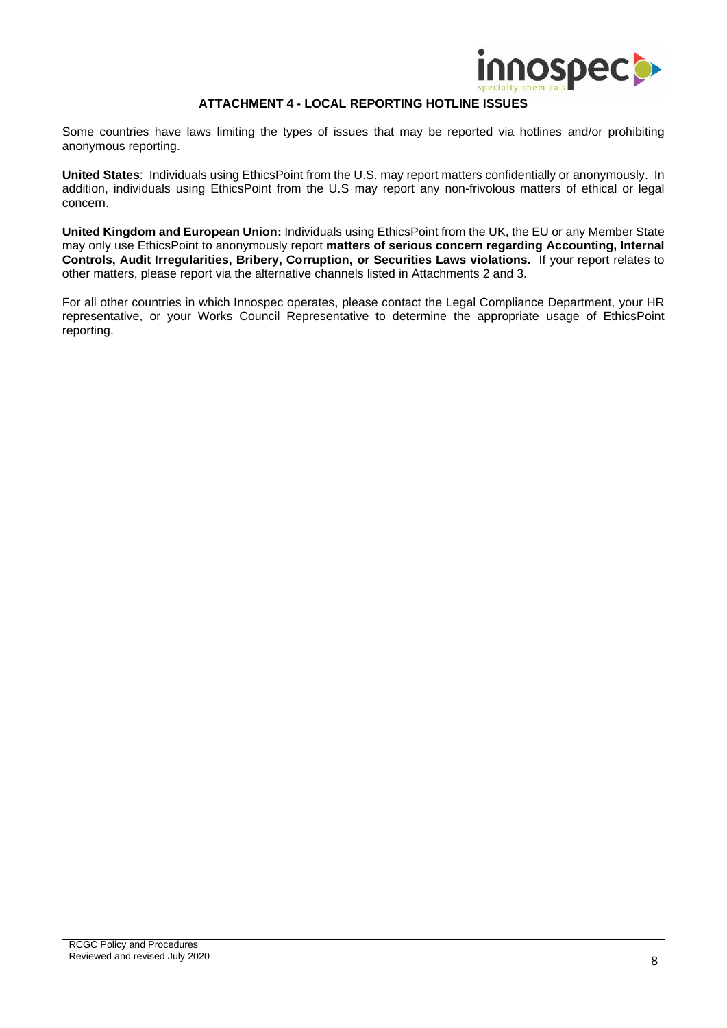## ATTACHMENT 4 - LOCAL REPORTING HOTLINE ISSUES

Some countries have laws limiting the types of issues that may be reported via hotlines and/or prohibiting anonymous reporting.

**United States**: Individuals using EthicsPoint from the U.S. may report matters confidentially or anonymously. In addition, individuals using EthicsPoint from the U.S may report any non-frivolous matters of ethical or legal concern.

**United Kingdom and European Union:** Individuals using EthicsPoint from the UK, the EU or any Member State may only use EthicsPoint to anonymously report **matters of serious concern regarding Accounting, Internal Controls, Audit Irregularities, Bribery, Corruption, or Securities Laws violations.** If your report relates to other matters, please report via the alternative channels listed in Attachments 2 and 3.

For all other countries in which Innospec operates, please contact the Legal Compliance Department, your HR representative, or your Works Council Representative to determine the appropriate usage of EthicsPoint reporting.